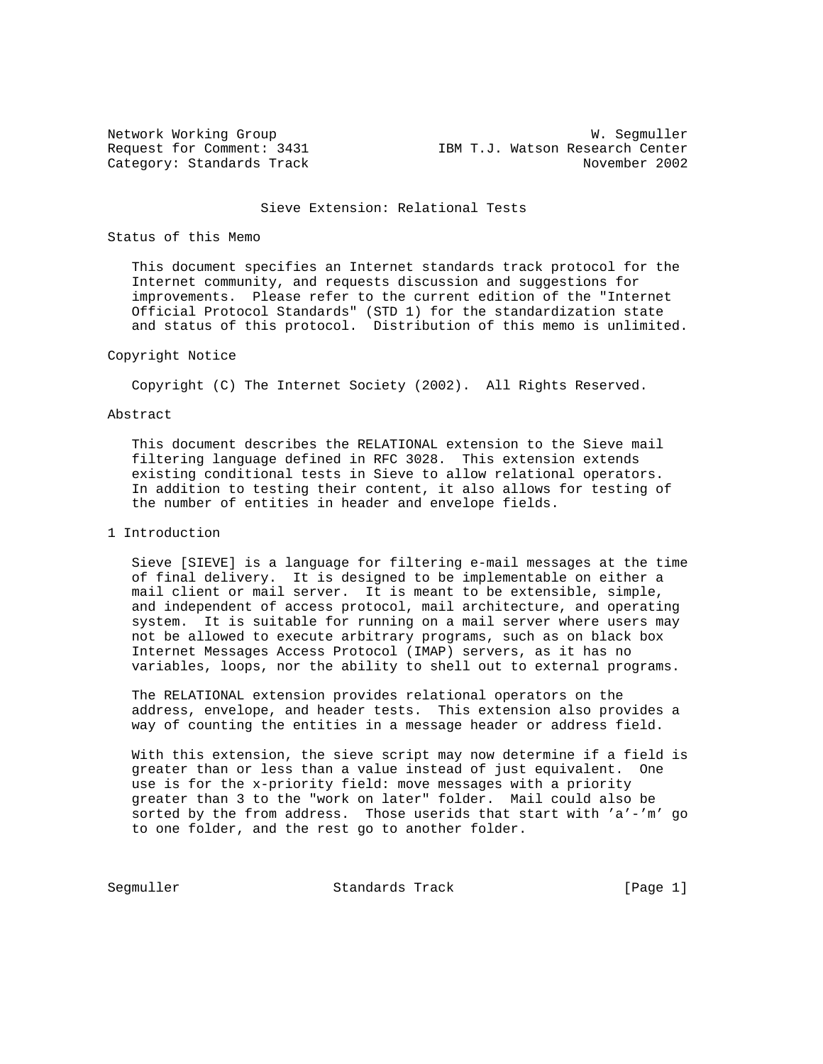Network Working Group W. Segmuller
Request for Comment: 3431 IBM T.J. Watson Research Center
Category: Standards Track November 2002

# Sieve Extension: Relational Tests

## Status of this Memo

This document specifies an Internet standards track protocol for the Internet community, and requests discussion and suggestions for improvements. Please refer to the current edition of the "Internet Official Protocol Standards" (STD 1) for the standardization state and status of this protocol. Distribution of this memo is unlimited.

## Copyright Notice

Copyright (C) The Internet Society (2002). All Rights Reserved.

## Abstract

This document describes the RELATIONAL extension to the Sieve mail filtering language defined in RFC 3028. This extension extends existing conditional tests in Sieve to allow relational operators. In addition to testing their content, it also allows for testing of the number of entities in header and envelope fields.

## 1 Introduction

Sieve [SIEVE] is a language for filtering e-mail messages at the time of final delivery. It is designed to be implementable on either a mail client or mail server. It is meant to be extensible, simple, and independent of access protocol, mail architecture, and operating system. It is suitable for running on a mail server where users may not be allowed to execute arbitrary programs, such as on black box Internet Messages Access Protocol (IMAP) servers, as it has no variables, loops, nor the ability to shell out to external programs.

The RELATIONAL extension provides relational operators on the address, envelope, and header tests. This extension also provides a way of counting the entities in a message header or address field.

With this extension, the sieve script may now determine if a field is greater than or less than a value instead of just equivalent. One use is for the x-priority field: move messages with a priority greater than 3 to the "work on later" folder. Mail could also be sorted by the from address. Those userids that start with 'a'-'m' go to one folder, and the rest go to another folder.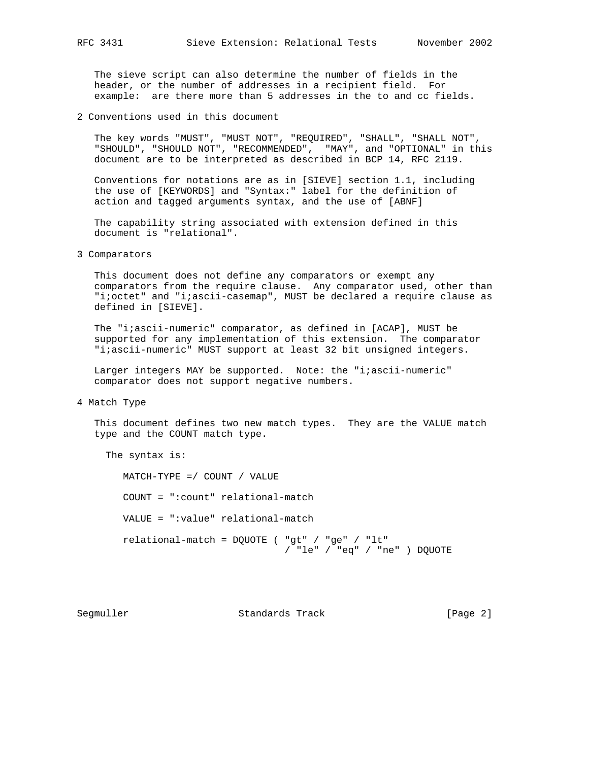The sieve script can also determine the number of fields in the header, or the number of addresses in a recipient field. For example: are there more than 5 addresses in the to and cc fields.

## 2 Conventions used in this document

The key words "MUST", "MUST NOT", "REQUIRED", "SHALL", "SHALL NOT", "SHOULD", "SHOULD NOT", "RECOMMENDED", "MAY", and "OPTIONAL" in this document are to be interpreted as described in BCP 14, RFC 2119.

Conventions for notations are as in [SIEVE] section 1.1, including the use of [KEYWORDS] and "Syntax:" label for the definition of action and tagged arguments syntax, and the use of [ABNF]

The capability string associated with extension defined in this document is "relational".

## 3 Comparators

This document does not define any comparators or exempt any comparators from the require clause. Any comparator used, other than "i;octet" and "i;ascii-casemap", MUST be declared a require clause as defined in [SIEVE].

The "i;ascii-numeric" comparator, as defined in [ACAP], MUST be supported for any implementation of this extension. The comparator "i;ascii-numeric" MUST support at least 32 bit unsigned integers.

Larger integers MAY be supported. Note: the "i;ascii-numeric" comparator does not support negative numbers.

## 4 Match Type

This document defines two new match types. They are the VALUE match type and the COUNT match type.

The syntax is:

```
MATCH-TYPE =/ COUNT / VALUE

COUNT = ":count" relational-match

VALUE = ":value" relational-match

relational-match = DQUOTE ( "gt" / "ge" / "lt"
                          / "le" / "eq" / "ne" ) DQUOTE
```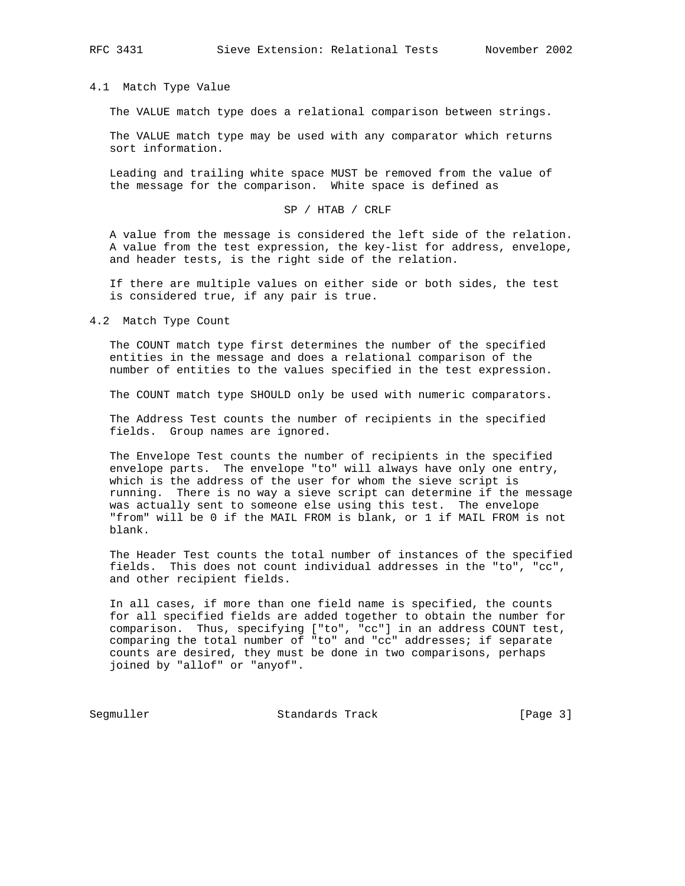### 4.1 Match Type Value

The VALUE match type does a relational comparison between strings.

The VALUE match type may be used with any comparator which returns sort information.

Leading and trailing white space MUST be removed from the value of the message for the comparison. White space is defined as

```
SP / HTAB / CRLF
```

A value from the message is considered the left side of the relation. A value from the test expression, the key-list for address, envelope, and header tests, is the right side of the relation.

If there are multiple values on either side or both sides, the test is considered true, if any pair is true.

### 4.2 Match Type Count

The COUNT match type first determines the number of the specified entities in the message and does a relational comparison of the number of entities to the values specified in the test expression.

The COUNT match type SHOULD only be used with numeric comparators.

The Address Test counts the number of recipients in the specified fields. Group names are ignored.

The Envelope Test counts the number of recipients in the specified envelope parts. The envelope "to" will always have only one entry, which is the address of the user for whom the sieve script is running. There is no way a sieve script can determine if the message was actually sent to someone else using this test. The envelope "from" will be 0 if the MAIL FROM is blank, or 1 if MAIL FROM is not blank.

The Header Test counts the total number of instances of the specified fields. This does not count individual addresses in the "to", "cc", and other recipient fields.

In all cases, if more than one field name is specified, the counts for all specified fields are added together to obtain the number for comparison. Thus, specifying ["to", "cc"] in an address COUNT test, comparing the total number of "to" and "cc" addresses; if separate counts are desired, they must be done in two comparisons, perhaps joined by "allof" or "anyof".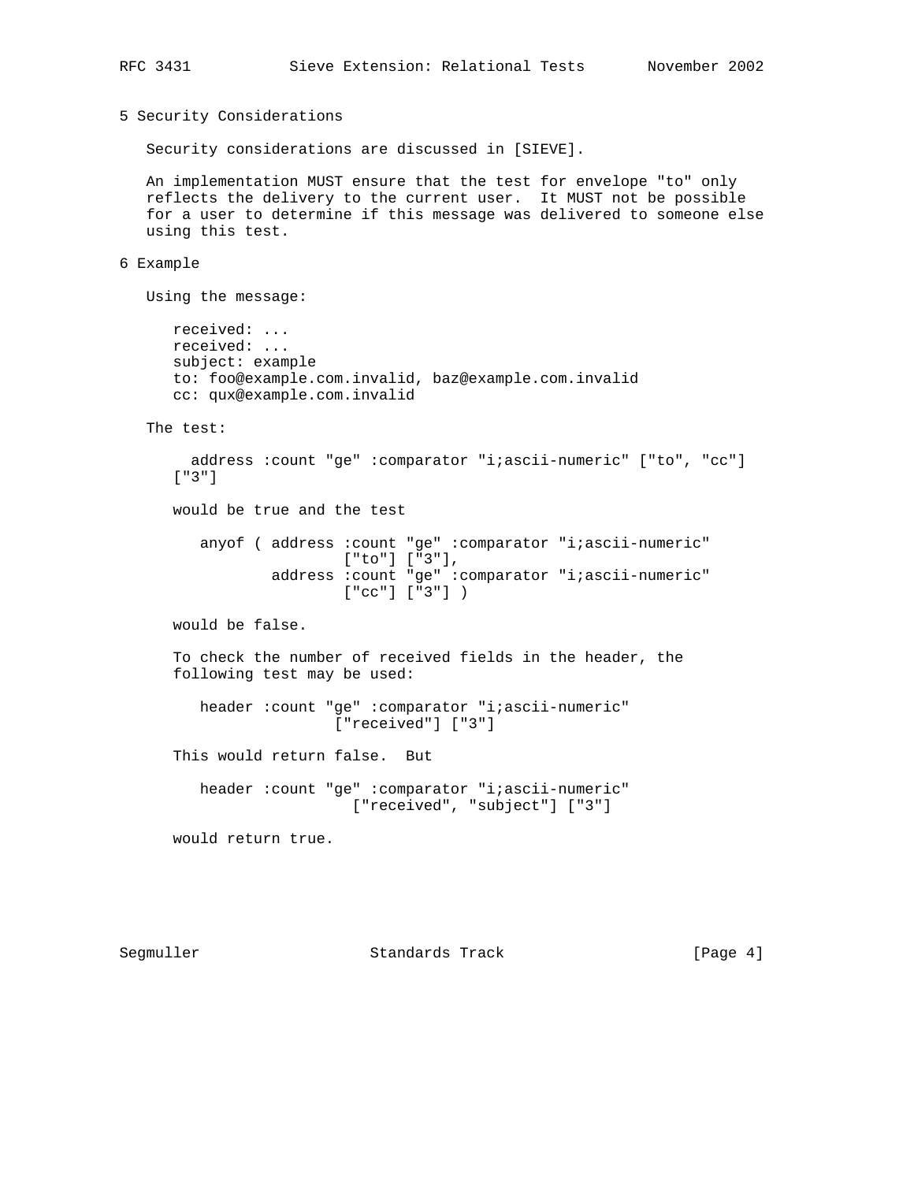## 5 Security Considerations

Security considerations are discussed in [SIEVE].

An implementation MUST ensure that the test for envelope "to" only reflects the delivery to the current user. It MUST not be possible for a user to determine if this message was delivered to someone else using this test.

## 6 Example

Using the message:

```
received: ...
received: ...
subject: example
to: foo@example.com.invalid, baz@example.com.invalid
cc: qux@example.com.invalid
```

The test:

```
  address :count "ge" :comparator "i;ascii-numeric" ["to", "cc"]
["3"]
```

would be true and the test

```
anyof ( address :count "ge" :comparator "i;ascii-numeric"
                ["to"] ["3"],
        address :count "ge" :comparator "i;ascii-numeric"
                ["cc"] ["3"] )
```

would be false.

To check the number of received fields in the header, the following test may be used:

```
header :count "ge" :comparator "i;ascii-numeric"
               ["received"] ["3"]
```

This would return false. But

```
header :count "ge" :comparator "i;ascii-numeric"
                 ["received", "subject"] ["3"]
```

would return true.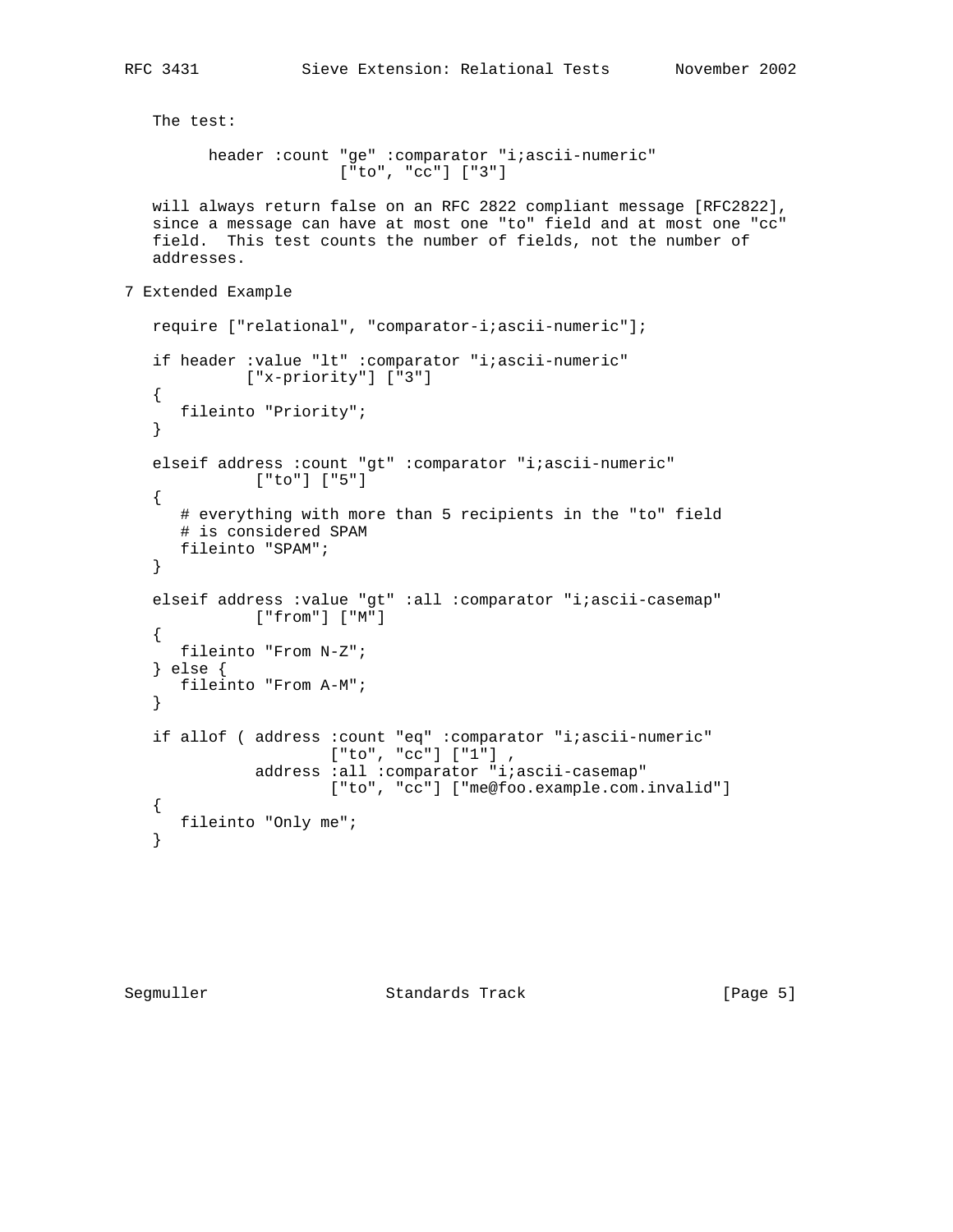The test:

```
      header :count "ge" :comparator "i;ascii-numeric"
                     ["to", "cc"] ["3"]
```

will always return false on an RFC 2822 compliant message [RFC2822], since a message can have at most one "to" field and at most one "cc" field. This test counts the number of fields, not the number of addresses.

# 7 Extended Example

```
require ["relational", "comparator-i;ascii-numeric"];

if header :value "lt" :comparator "i;ascii-numeric"
          ["x-priority"] ["3"]
{
   fileinto "Priority";
}

elseif address :count "gt" :comparator "i;ascii-numeric"
           ["to"] ["5"]
{
   # everything with more than 5 recipients in the "to" field
   # is considered SPAM
   fileinto "SPAM";
}

elseif address :value "gt" :all :comparator "i;ascii-casemap"
           ["from"] ["M"]
{
   fileinto "From N-Z";
} else {
   fileinto "From A-M";
}

if allof ( address :count "eq" :comparator "i;ascii-numeric"
                   ["to", "cc"] ["1"] ,
           address :all :comparator "i;ascii-casemap"
                   ["to", "cc"] ["me@foo.example.com.invalid"]
{
   fileinto "Only me";
}
```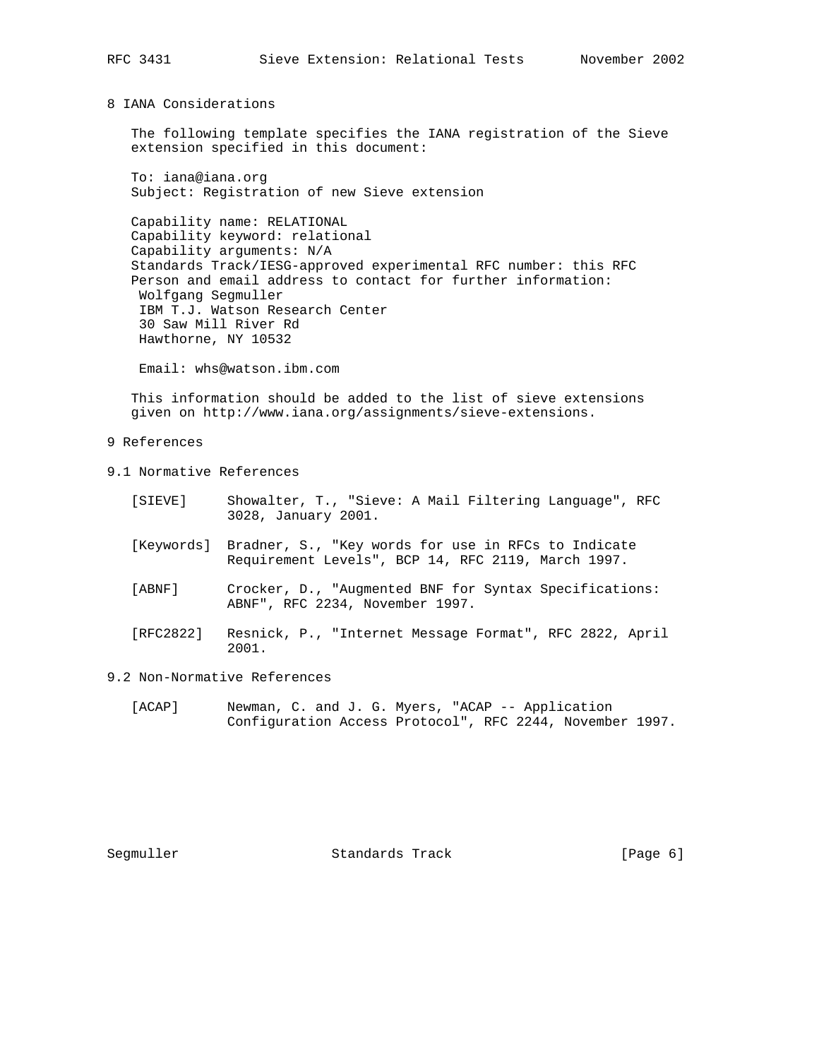## 8 IANA Considerations

The following template specifies the IANA registration of the Sieve extension specified in this document:

To: iana@iana.org
Subject: Registration of new Sieve extension

Capability name: RELATIONAL
Capability keyword: relational
Capability arguments: N/A
Standards Track/IESG-approved experimental RFC number: this RFC
Person and email address to contact for further information:
 Wolfgang Segmuller
 IBM T.J. Watson Research Center
 30 Saw Mill River Rd
 Hawthorne, NY 10532

 Email: whs@watson.ibm.com

This information should be added to the list of sieve extensions given on http://www.iana.org/assignments/sieve-extensions.

## 9 References

### 9.1 Normative References

[SIEVE] Showalter, T., "Sieve: A Mail Filtering Language", RFC 3028, January 2001.

[Keywords] Bradner, S., "Key words for use in RFCs to Indicate Requirement Levels", BCP 14, RFC 2119, March 1997.

[ABNF] Crocker, D., "Augmented BNF for Syntax Specifications: ABNF", RFC 2234, November 1997.

[RFC2822] Resnick, P., "Internet Message Format", RFC 2822, April 2001.

### 9.2 Non-Normative References

[ACAP] Newman, C. and J. G. Myers, "ACAP -- Application Configuration Access Protocol", RFC 2244, November 1997.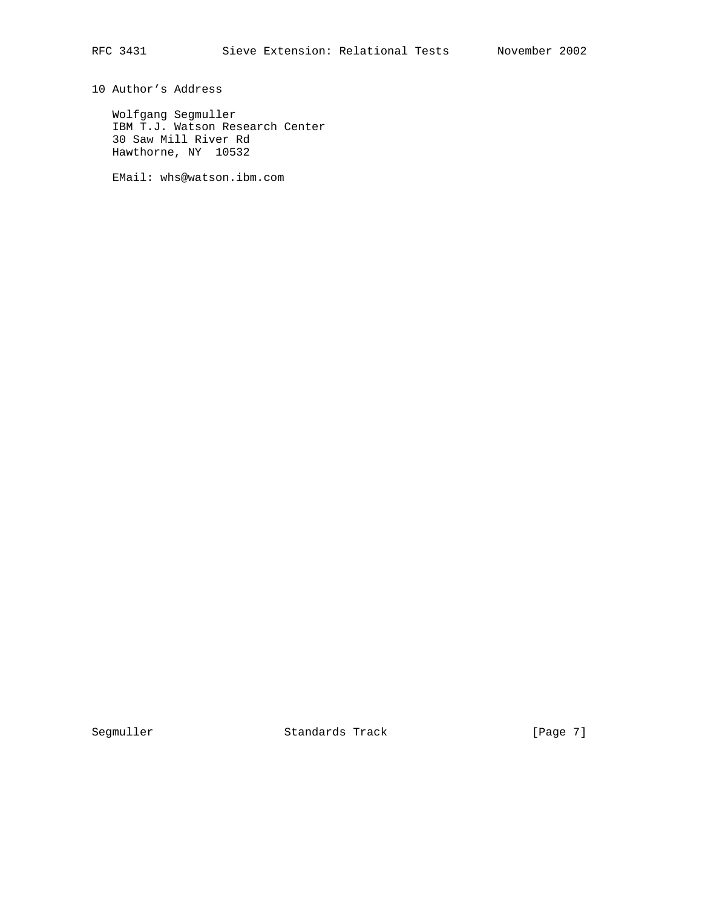## 10 Author's Address

Wolfgang Segmuller
IBM T.J. Watson Research Center
30 Saw Mill River Rd
Hawthorne, NY 10532

EMail: whs@watson.ibm.com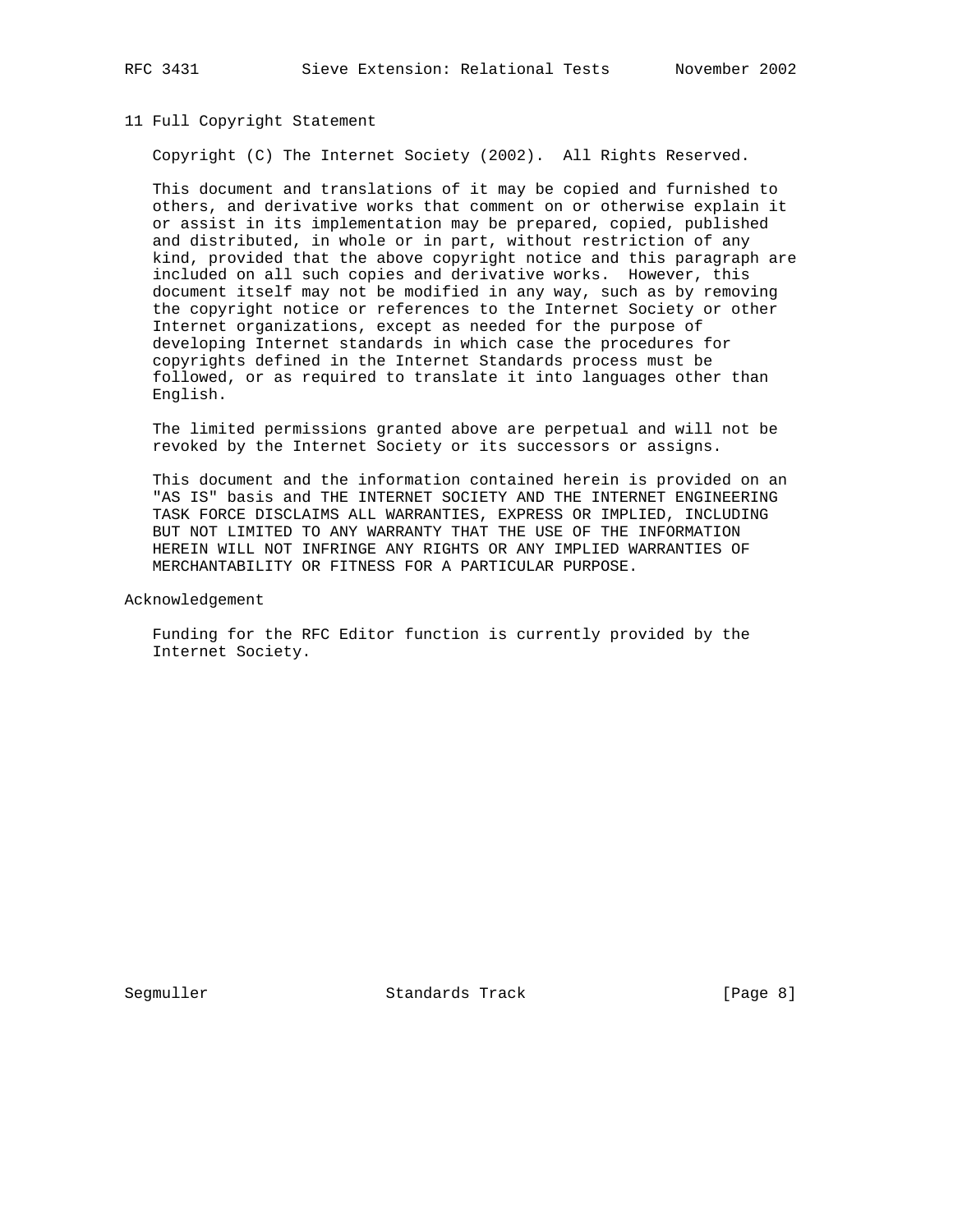## 11 Full Copyright Statement

Copyright (C) The Internet Society (2002). All Rights Reserved.

This document and translations of it may be copied and furnished to others, and derivative works that comment on or otherwise explain it or assist in its implementation may be prepared, copied, published and distributed, in whole or in part, without restriction of any kind, provided that the above copyright notice and this paragraph are included on all such copies and derivative works. However, this document itself may not be modified in any way, such as by removing the copyright notice or references to the Internet Society or other Internet organizations, except as needed for the purpose of developing Internet standards in which case the procedures for copyrights defined in the Internet Standards process must be followed, or as required to translate it into languages other than English.

The limited permissions granted above are perpetual and will not be revoked by the Internet Society or its successors or assigns.

This document and the information contained herein is provided on an "AS IS" basis and THE INTERNET SOCIETY AND THE INTERNET ENGINEERING TASK FORCE DISCLAIMS ALL WARRANTIES, EXPRESS OR IMPLIED, INCLUDING BUT NOT LIMITED TO ANY WARRANTY THAT THE USE OF THE INFORMATION HEREIN WILL NOT INFRINGE ANY RIGHTS OR ANY IMPLIED WARRANTIES OF MERCHANTABILITY OR FITNESS FOR A PARTICULAR PURPOSE.

## Acknowledgement

Funding for the RFC Editor function is currently provided by the Internet Society.